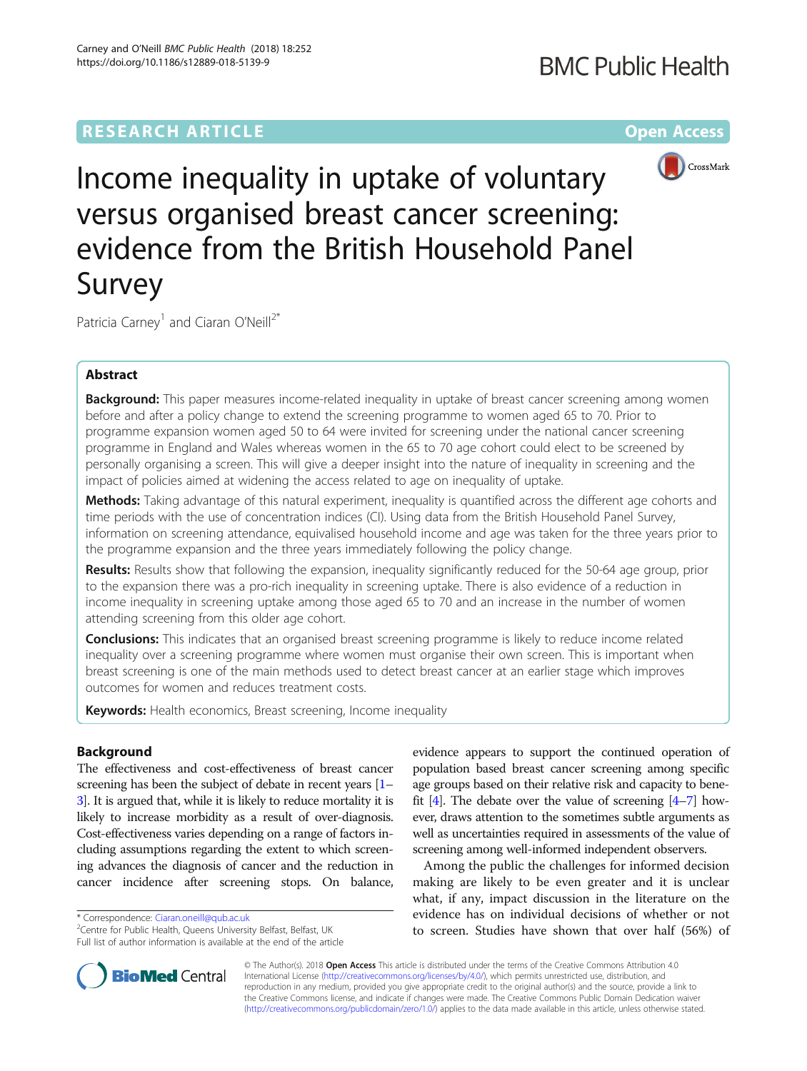RESEARCH ARTICLE

Open Access

# Income inequality in uptake of voluntary versus organised breast cancer screening: evidence from the British Household Panel Survey

Patricia Carney[1] and Ciaran O'Neill[2*]

## Abstract

**Background:** This paper measures income-related inequality in uptake of breast cancer screening among women before and after a policy change to extend the screening programme to women aged 65 to 70. Prior to programme expansion women aged 50 to 64 were invited for screening under the national cancer screening programme in England and Wales whereas women in the 65 to 70 age cohort could elect to be screened by personally organising a screen. This will give a deeper insight into the nature of inequality in screening and the impact of policies aimed at widening the access related to age on inequality of uptake.

**Methods:** Taking advantage of this natural experiment, inequality is quantified across the different age cohorts and time periods with the use of concentration indices (CI). Using data from the British Household Panel Survey, information on screening attendance, equivalised household income and age was taken for the three years prior to the programme expansion and the three years immediately following the policy change.

**Results:** Results show that following the expansion, inequality significantly reduced for the 50-64 age group, prior to the expansion there was a pro-rich inequality in screening uptake. There is also evidence of a reduction in income inequality in screening uptake among those aged 65 to 70 and an increase in the number of women attending screening from this older age cohort.

**Conclusions:** This indicates that an organised breast screening programme is likely to reduce income related inequality over a screening programme where women must organise their own screen. This is important when breast screening is one of the main methods used to detect breast cancer at an earlier stage which improves outcomes for women and reduces treatment costs.

**Keywords:** Health economics, Breast screening, Income inequality

## Background

The effectiveness and cost-effectiveness of breast cancer screening has been the subject of debate in recent years [1–3]. It is argued that, while it is likely to reduce mortality it is likely to increase morbidity as a result of over-diagnosis. Cost-effectiveness varies depending on a range of factors including assumptions regarding the extent to which screening advances the diagnosis of cancer and the reduction in cancer incidence after screening stops. On balance, evidence appears to support the continued operation of population based breast cancer screening among specific age groups based on their relative risk and capacity to benefit [4]. The debate over the value of screening [4–7] however, draws attention to the sometimes subtle arguments as well as uncertainties required in assessments of the value of screening among well-informed independent observers.

Among the public the challenges for informed decision making are likely to be even greater and it is unclear what, if any, impact discussion in the literature on the evidence has on individual decisions of whether or not to screen. Studies have shown that over half (56%) of

* Correspondence: Ciaran.oneill@qub.ac.uk
[2]Centre for Public Health, Queens University Belfast, Belfast, UK
Full list of author information is available at the end of the article

© The Author(s). 2018 **Open Access** This article is distributed under the terms of the Creative Commons Attribution 4.0 International License (http://creativecommons.org/licenses/by/4.0/), which permits unrestricted use, distribution, and reproduction in any medium, provided you give appropriate credit to the original author(s) and the source, provide a link to the Creative Commons license, and indicate if changes were made. The Creative Commons Public Domain Dedication waiver (http://creativecommons.org/publicdomain/zero/1.0/) applies to the data made available in this article, unless otherwise stated.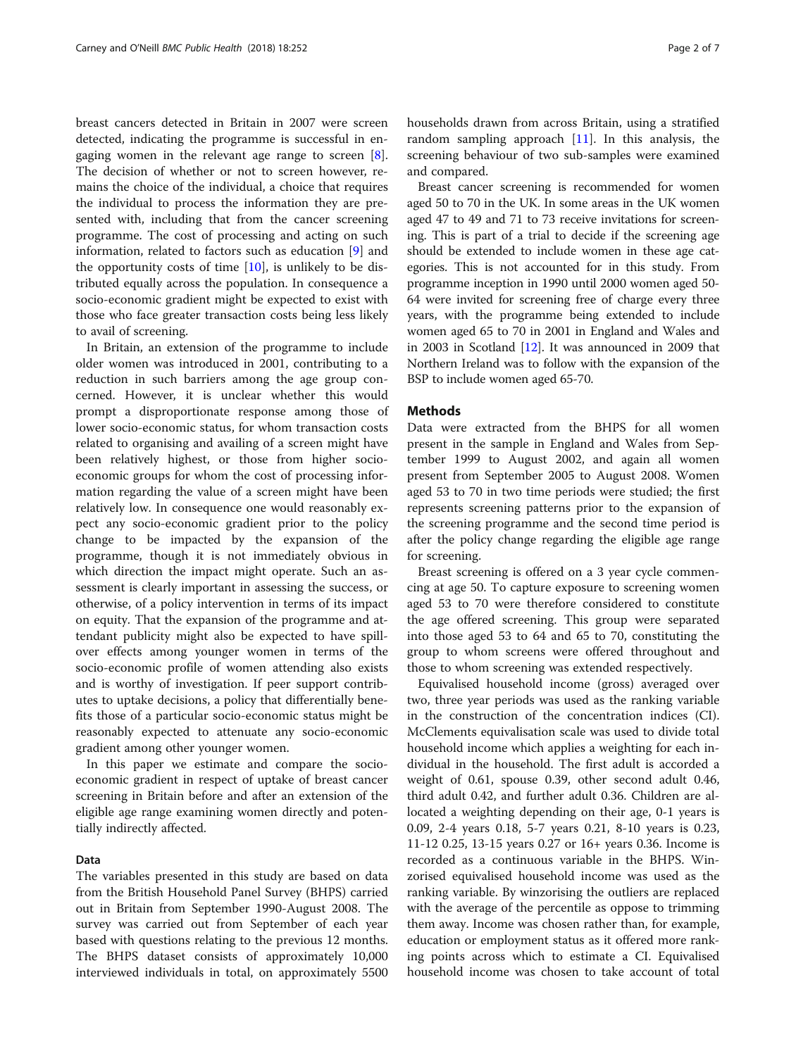breast cancers detected in Britain in 2007 were screen detected, indicating the programme is successful in engaging women in the relevant age range to screen [8]. The decision of whether or not to screen however, remains the choice of the individual, a choice that requires the individual to process the information they are presented with, including that from the cancer screening programme. The cost of processing and acting on such information, related to factors such as education [9] and the opportunity costs of time [10], is unlikely to be distributed equally across the population. In consequence a socio-economic gradient might be expected to exist with those who face greater transaction costs being less likely to avail of screening.

In Britain, an extension of the programme to include older women was introduced in 2001, contributing to a reduction in such barriers among the age group concerned. However, it is unclear whether this would prompt a disproportionate response among those of lower socio-economic status, for whom transaction costs related to organising and availing of a screen might have been relatively highest, or those from higher socio-economic groups for whom the cost of processing information regarding the value of a screen might have been relatively low. In consequence one would reasonably expect any socio-economic gradient prior to the policy change to be impacted by the expansion of the programme, though it is not immediately obvious in which direction the impact might operate. Such an assessment is clearly important in assessing the success, or otherwise, of a policy intervention in terms of its impact on equity. That the expansion of the programme and attendant publicity might also be expected to have spill-over effects among younger women in terms of the socio-economic profile of women attending also exists and is worthy of investigation. If peer support contributes to uptake decisions, a policy that differentially benefits those of a particular socio-economic status might be reasonably expected to attenuate any socio-economic gradient among other younger women.

In this paper we estimate and compare the socio-economic gradient in respect of uptake of breast cancer screening in Britain before and after an extension of the eligible age range examining women directly and potentially indirectly affected.

### Data

The variables presented in this study are based on data from the British Household Panel Survey (BHPS) carried out in Britain from September 1990-August 2008. The survey was carried out from September of each year based with questions relating to the previous 12 months. The BHPS dataset consists of approximately 10,000 interviewed individuals in total, on approximately 5500 households drawn from across Britain, using a stratified random sampling approach [11]. In this analysis, the screening behaviour of two sub-samples were examined and compared.

Breast cancer screening is recommended for women aged 50 to 70 in the UK. In some areas in the UK women aged 47 to 49 and 71 to 73 receive invitations for screening. This is part of a trial to decide if the screening age should be extended to include women in these age categories. This is not accounted for in this study. From programme inception in 1990 until 2000 women aged 50-64 were invited for screening free of charge every three years, with the programme being extended to include women aged 65 to 70 in 2001 in England and Wales and in 2003 in Scotland [12]. It was announced in 2009 that Northern Ireland was to follow with the expansion of the BSP to include women aged 65-70.

## Methods

Data were extracted from the BHPS for all women present in the sample in England and Wales from September 1999 to August 2002, and again all women present from September 2005 to August 2008. Women aged 53 to 70 in two time periods were studied; the first represents screening patterns prior to the expansion of the screening programme and the second time period is after the policy change regarding the eligible age range for screening.

Breast screening is offered on a 3 year cycle commencing at age 50. To capture exposure to screening women aged 53 to 70 were therefore considered to constitute the age offered screening. This group were separated into those aged 53 to 64 and 65 to 70, constituting the group to whom screens were offered throughout and those to whom screening was extended respectively.

Equivalised household income (gross) averaged over two, three year periods was used as the ranking variable in the construction of the concentration indices (CI). McClements equivalisation scale was used to divide total household income which applies a weighting for each individual in the household. The first adult is accorded a weight of 0.61, spouse 0.39, other second adult 0.46, third adult 0.42, and further adult 0.36. Children are allocated a weighting depending on their age, 0-1 years is 0.09, 2-4 years 0.18, 5-7 years 0.21, 8-10 years is 0.23, 11-12 0.25, 13-15 years 0.27 or 16+ years 0.36. Income is recorded as a continuous variable in the BHPS. Winzorised equivalised household income was used as the ranking variable. By winzorising the outliers are replaced with the average of the percentile as oppose to trimming them away. Income was chosen rather than, for example, education or employment status as it offered more ranking points across which to estimate a CI. Equivalised household income was chosen to take account of total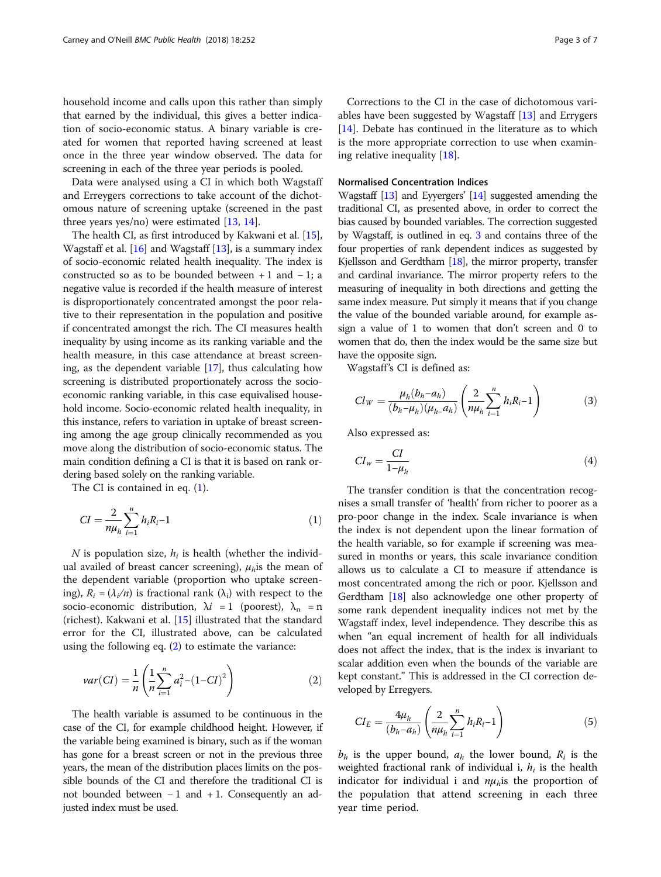household income and calls upon this rather than simply that earned by the individual, this gives a better indication of socio-economic status. A binary variable is created for women that reported having screened at least once in the three year window observed. The data for screening in each of the three year periods is pooled.

Data were analysed using a CI in which both Wagstaff and Erreygers corrections to take account of the dichotomous nature of screening uptake (screened in the past three years yes/no) were estimated [13, 14].

The health CI, as first introduced by Kakwani et al. [15], Wagstaff et al. [16] and Wagstaff [13], is a summary index of socio-economic related health inequality. The index is constructed so as to be bounded between + 1 and − 1; a negative value is recorded if the health measure of interest is disproportionately concentrated amongst the poor relative to their representation in the population and positive if concentrated amongst the rich. The CI measures health inequality by using income as its ranking variable and the health measure, in this case attendance at breast screening, as the dependent variable [17], thus calculating how screening is distributed proportionately across the socio-economic ranking variable, in this case equivalised household income. Socio-economic related health inequality, in this instance, refers to variation in uptake of breast screening among the age group clinically recommended as you move along the distribution of socio-economic status. The main condition defining a CI is that it is based on rank ordering based solely on the ranking variable.

The CI is contained in eq. (1).

$$CI = \frac{2}{n\mu_h}\sum_{i=1}^{n} h_i R_i - 1 \tag{1}$$

$N$ is population size, $h_i$ is health (whether the individual availed of breast cancer screening), $\mu_h$is the mean of the dependent variable (proportion who uptake screening), $R_i = (\lambda_i/n)$ is fractional rank ($\lambda_i$) with respect to the socio-economic distribution, $\lambda i = 1$ (poorest), $\lambda_n = n$ (richest). Kakwani et al. [15] illustrated that the standard error for the CI, illustrated above, can be calculated using the following eq. (2) to estimate the variance:

$$var(CI) = \frac{1}{n}\left(\frac{1}{n}\sum_{i=1}^{n} a_i^2 - (1-CI)^2\right) \tag{2}$$

The health variable is assumed to be continuous in the case of the CI, for example childhood height. However, if the variable being examined is binary, such as if the woman has gone for a breast screen or not in the previous three years, the mean of the distribution places limits on the possible bounds of the CI and therefore the traditional CI is not bounded between − 1 and + 1. Consequently an adjusted index must be used.

Corrections to the CI in the case of dichotomous variables have been suggested by Wagstaff [13] and Errygers [14]. Debate has continued in the literature as to which is the more appropriate correction to use when examining relative inequality [18].

### Normalised Concentration Indices

Wagstaff [13] and Eyyergers' [14] suggested amending the traditional CI, as presented above, in order to correct the bias caused by bounded variables. The correction suggested by Wagstaff, is outlined in eq. 3 and contains three of the four properties of rank dependent indices as suggested by Kjellsson and Gerdtham [18], the mirror property, transfer and cardinal invariance. The mirror property refers to the measuring of inequality in both directions and getting the same index measure. Put simply it means that if you change the value of the bounded variable around, for example assign a value of 1 to women that don't screen and 0 to women that do, then the index would be the same size but have the opposite sign.

Wagstaff's CI is defined as:

$$CI_W = \frac{\mu_h(b_h - a_h)}{(b_h - \mu_h)(\mu_{h-} a_h)}\left(\frac{2}{n\mu_h}\sum_{i=1}^{n} h_i R_i - 1\right) \tag{3}$$

Also expressed as:

$$CI_w = \frac{CI}{1-\mu_h} \tag{4}$$

The transfer condition is that the concentration recognises a small transfer of 'health' from richer to poorer as a pro-poor change in the index. Scale invariance is when the index is not dependent upon the linear formation of the health variable, so for example if screening was measured in months or years, this scale invariance condition allows us to calculate a CI to measure if attendance is most concentrated among the rich or poor. Kjellsson and Gerdtham [18] also acknowledge one other property of some rank dependent inequality indices not met by the Wagstaff index, level independence. They describe this as when "an equal increment of health for all individuals does not affect the index, that is the index is invariant to scalar addition even when the bounds of the variable are kept constant." This is addressed in the CI correction developed by Erregyers.

$$CI_E = \frac{4\mu_h}{(b_h - a_h)}\left(\frac{2}{n\mu_h}\sum_{i=1}^{n} h_i R_i - 1\right) \tag{5}$$

$b_h$ is the upper bound, $a_h$ the lower bound, $R_i$ is the weighted fractional rank of individual i, $h_i$ is the health indicator for individual i and $n\mu_h$is the proportion of the population that attend screening in each three year time period.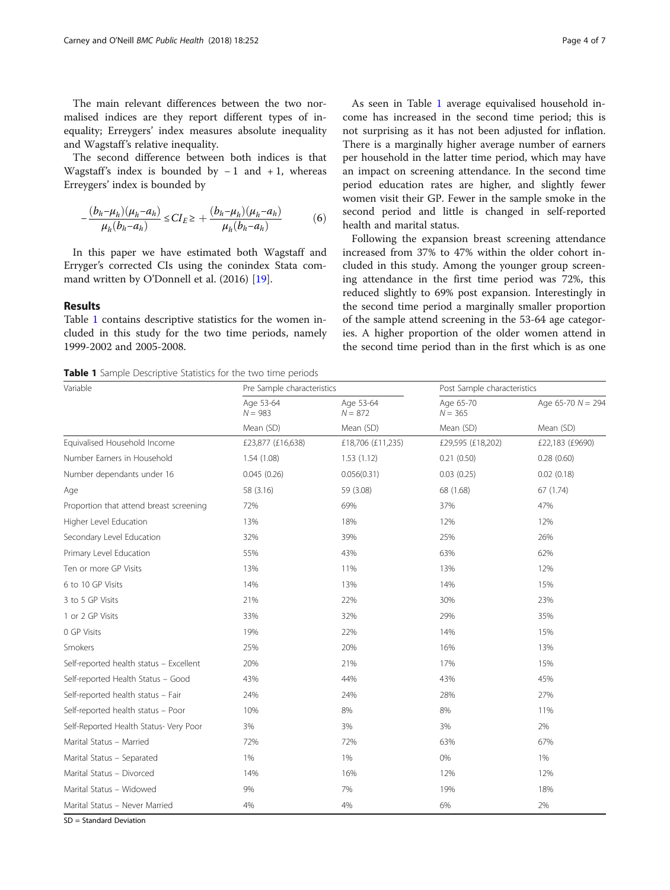The main relevant differences between the two normalised indices are they report different types of inequality; Erreygers' index measures absolute inequality and Wagstaff's relative inequality.

The second difference between both indices is that Wagstaff's index is bounded by − 1 and + 1, whereas Erreygers' index is bounded by

$$-\frac{(b_h - \mu_h)(\mu_h - a_h)}{\mu_h(b_h - a_h)} \leq CI_E \geq +\frac{(b_h - \mu_h)(\mu_h - a_h)}{\mu_h(b_h - a_h)} \qquad (6)$$

In this paper we have estimated both Wagstaff and Erryger's corrected CIs using the conindex Stata command written by O'Donnell et al. (2016) [19].

## Results

Table 1 contains descriptive statistics for the women included in this study for the two time periods, namely 1999-2002 and 2005-2008.

As seen in Table 1 average equivalised household income has increased in the second time period; this is not surprising as it has not been adjusted for inflation. There is a marginally higher average number of earners per household in the latter time period, which may have an impact on screening attendance. In the second time period education rates are higher, and slightly fewer women visit their GP. Fewer in the sample smoke in the second period and little is changed in self-reported health and marital status.

Following the expansion breast screening attendance increased from 37% to 47% within the older cohort included in this study. Among the younger group screening attendance in the first time period was 72%, this reduced slightly to 69% post expansion. Interestingly in the second time period a marginally smaller proportion of the sample attend screening in the 53-64 age categories. A higher proportion of the older women attend in the second time period than in the first which is as one

**Table 1** Sample Descriptive Statistics for the two time periods

| Variable | Pre Sample characteristics | | Post Sample characteristics | |
|---|---|---|---|---|
| | Age 53-64 $N = 983$ | Age 53-64 $N = 872$ | Age 65-70 $N = 365$ | Age 65-70 $N = 294$ |
| | Mean (SD) | Mean (SD) | Mean (SD) | Mean (SD) |
| Equivalised Household Income | £23,877 (£16,638) | £18,706 (£11,235) | £29,595 (£18,202) | £22,183 (£9690) |
| Number Earners in Household | 1.54 (1.08) | 1.53 (1.12) | 0.21 (0.50) | 0.28 (0.60) |
| Number dependants under 16 | 0.045 (0.26) | 0.056(0.31) | 0.03 (0.25) | 0.02 (0.18) |
| Age | 58 (3.16) | 59 (3.08) | 68 (1.68) | 67 (1.74) |
| Proportion that attend breast screening | 72% | 69% | 37% | 47% |
| Higher Level Education | 13% | 18% | 12% | 12% |
| Secondary Level Education | 32% | 39% | 25% | 26% |
| Primary Level Education | 55% | 43% | 63% | 62% |
| Ten or more GP Visits | 13% | 11% | 13% | 12% |
| 6 to 10 GP Visits | 14% | 13% | 14% | 15% |
| 3 to 5 GP Visits | 21% | 22% | 30% | 23% |
| 1 or 2 GP Visits | 33% | 32% | 29% | 35% |
| 0 GP Visits | 19% | 22% | 14% | 15% |
| Smokers | 25% | 20% | 16% | 13% |
| Self-reported health status – Excellent | 20% | 21% | 17% | 15% |
| Self-reported Health Status – Good | 43% | 44% | 43% | 45% |
| Self-reported health status – Fair | 24% | 24% | 28% | 27% |
| Self-reported health status – Poor | 10% | 8% | 8% | 11% |
| Self-Reported Health Status- Very Poor | 3% | 3% | 3% | 2% |
| Marital Status – Married | 72% | 72% | 63% | 67% |
| Marital Status – Separated | 1% | 1% | 0% | 1% |
| Marital Status – Divorced | 14% | 16% | 12% | 12% |
| Marital Status – Widowed | 9% | 7% | 19% | 18% |
| Marital Status – Never Married | 4% | 4% | 6% | 2% |

SD = Standard Deviation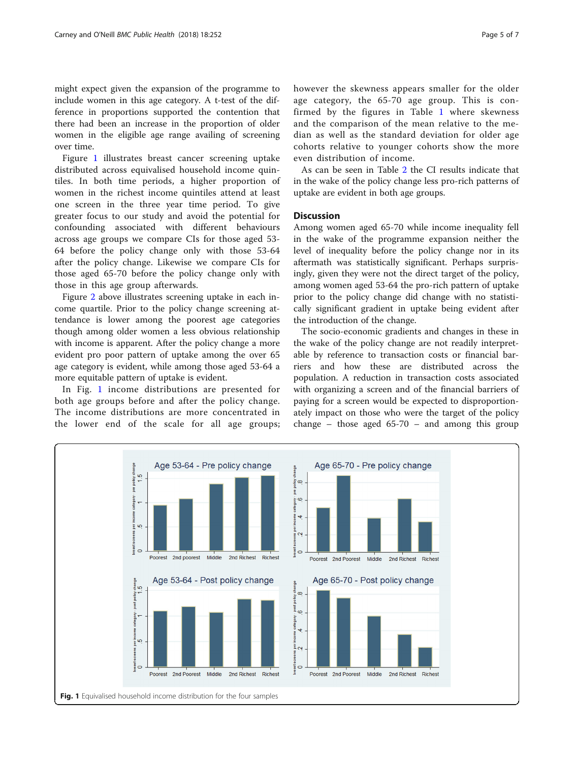might expect given the expansion of the programme to include women in this age category. A t-test of the difference in proportions supported the contention that there had been an increase in the proportion of older women in the eligible age range availing of screening over time.

Figure 1 illustrates breast cancer screening uptake distributed across equivalised household income quintiles. In both time periods, a higher proportion of women in the richest income quintiles attend at least one screen in the three year time period. To give greater focus to our study and avoid the potential for confounding associated with different behaviours across age groups we compare CIs for those aged 53-64 before the policy change only with those 53-64 after the policy change. Likewise we compare CIs for those aged 65-70 before the policy change only with those in this age group afterwards.

Figure 2 above illustrates screening uptake in each income quartile. Prior to the policy change screening attendance is lower among the poorest age categories though among older women a less obvious relationship with income is apparent. After the policy change a more evident pro poor pattern of uptake among the over 65 age category is evident, while among those aged 53-64 a more equitable pattern of uptake is evident.

In Fig. 1 income distributions are presented for both age groups before and after the policy change. The income distributions are more concentrated in the lower end of the scale for all age groups; however the skewness appears smaller for the older age category, the 65-70 age group. This is confirmed by the figures in Table 1 where skewness and the comparison of the mean relative to the median as well as the standard deviation for older age cohorts relative to younger cohorts show the more even distribution of income.

As can be seen in Table 2 the CI results indicate that in the wake of the policy change less pro-rich patterns of uptake are evident in both age groups.

## Discussion

Among women aged 65-70 while income inequality fell in the wake of the programme expansion neither the level of inequality before the policy change nor in its aftermath was statistically significant. Perhaps surprisingly, given they were not the direct target of the policy, among women aged 53-64 the pro-rich pattern of uptake prior to the policy change did change with no statistically significant gradient in uptake being evident after the introduction of the change.

The socio-economic gradients and changes in these in the wake of the policy change are not readily interpretable by reference to transaction costs or financial barriers and how these are distributed across the population. A reduction in transaction costs associated with organizing a screen and of the financial barriers of paying for a screen would be expected to disproportionately impact on those who were the target of the policy change – those aged 65-70 – and among this group

**Fig. 1** Equivalised household income distribution for the four samples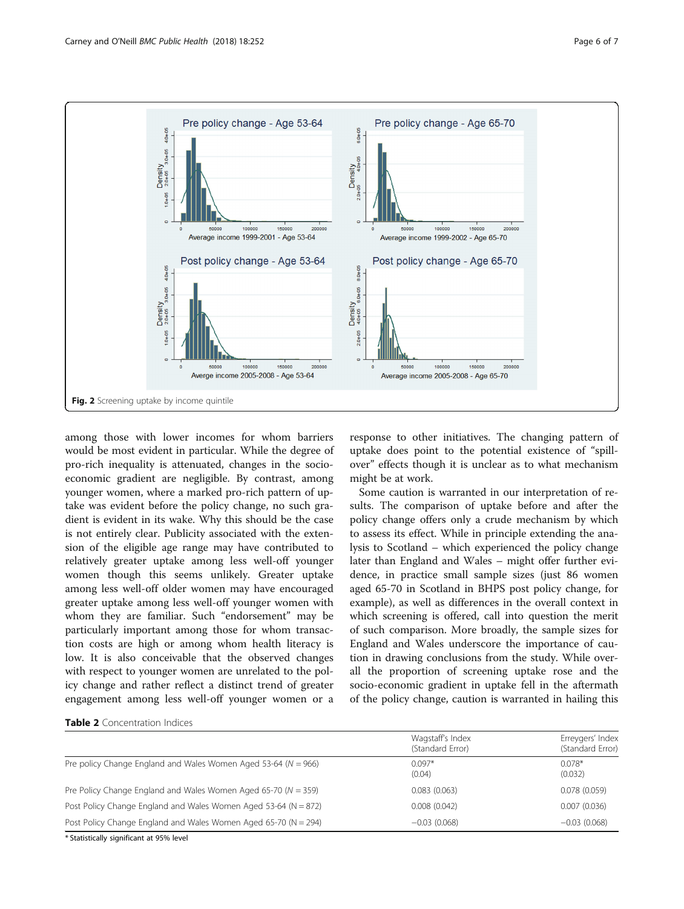Fig. 2 Screening uptake by income quintile

among those with lower incomes for whom barriers would be most evident in particular. While the degree of pro-rich inequality is attenuated, changes in the socio-economic gradient are negligible. By contrast, among younger women, where a marked pro-rich pattern of uptake was evident before the policy change, no such gradient is evident in its wake. Why this should be the case is not entirely clear. Publicity associated with the extension of the eligible age range may have contributed to relatively greater uptake among less well-off younger women though this seems unlikely. Greater uptake among less well-off older women may have encouraged greater uptake among less well-off younger women with whom they are familiar. Such "endorsement" may be particularly important among those for whom transaction costs are high or among whom health literacy is low. It is also conceivable that the observed changes with respect to younger women are unrelated to the policy change and rather reflect a distinct trend of greater engagement among less well-off younger women or a response to other initiatives. The changing pattern of uptake does point to the potential existence of "spill-over" effects though it is unclear as to what mechanism might be at work.

Some caution is warranted in our interpretation of results. The comparison of uptake before and after the policy change offers only a crude mechanism by which to assess its effect. While in principle extending the analysis to Scotland – which experienced the policy change later than England and Wales – might offer further evidence, in practice small sample sizes (just 86 women aged 65-70 in Scotland in BHPS post policy change, for example), as well as differences in the overall context in which screening is offered, call into question the merit of such comparison. More broadly, the sample sizes for England and Wales underscore the importance of caution in drawing conclusions from the study. While overall the proportion of screening uptake rose and the socio-economic gradient in uptake fell in the aftermath of the policy change, caution is warranted in hailing this

**Table 2** Concentration Indices

| | Wagstaff's Index (Standard Error) | Erreygers' Index (Standard Error) |
|---|---|---|
| Pre policy Change England and Wales Women Aged 53-64 (N = 966) | 0.097* (0.04) | 0.078* (0.032) |
| Pre Policy Change England and Wales Women Aged 65-70 (N = 359) | 0.083 (0.063) | 0.078 (0.059) |
| Post Policy Change England and Wales Women Aged 53-64 (N = 872) | 0.008 (0.042) | 0.007 (0.036) |
| Post Policy Change England and Wales Women Aged 65-70 (N = 294) | −0.03 (0.068) | −0.03 (0.068) |

* Statistically significant at 95% level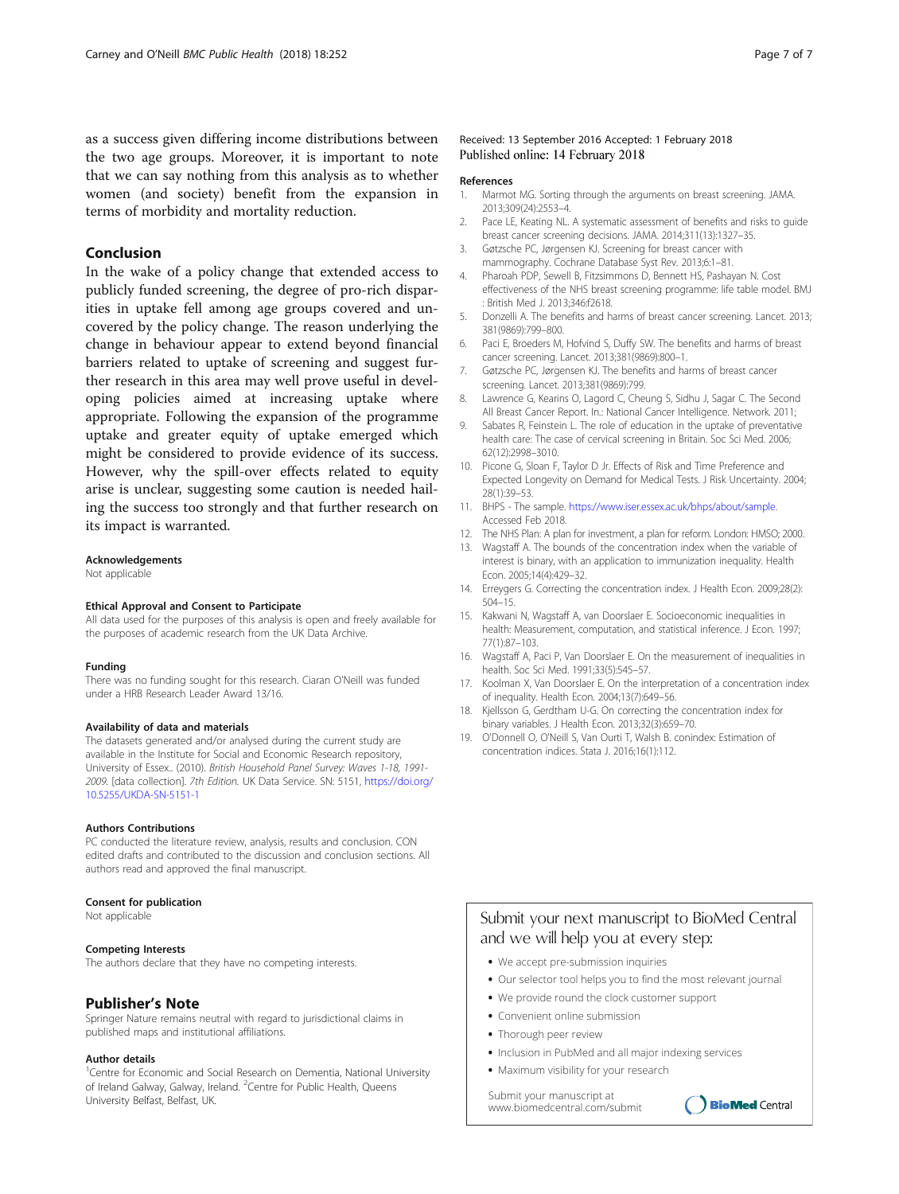as a success given differing income distributions between the two age groups. Moreover, it is important to note that we can say nothing from this analysis as to whether women (and society) benefit from the expansion in terms of morbidity and mortality reduction.

## Conclusion

In the wake of a policy change that extended access to publicly funded screening, the degree of pro-rich disparities in uptake fell among age groups covered and uncovered by the policy change. The reason underlying the change in behaviour appear to extend beyond financial barriers related to uptake of screening and suggest further research in this area may well prove useful in developing policies aimed at increasing uptake where appropriate. Following the expansion of the programme uptake and greater equity of uptake emerged which might be considered to provide evidence of its success. However, why the spill-over effects related to equity arise is unclear, suggesting some caution is needed hailing the success too strongly and that further research on its impact is warranted.

#### Acknowledgements
Not applicable

#### Ethical Approval and Consent to Participate
All data used for the purposes of this analysis is open and freely available for the purposes of academic research from the UK Data Archive.

#### Funding
There was no funding sought for this research. Ciaran O'Neill was funded under a HRB Research Leader Award 13/16.

#### Availability of data and materials
The datasets generated and/or analysed during the current study are available in the Institute for Social and Economic Research repository, University of Essex.. (2010). *British Household Panel Survey: Waves 1-18, 1991-2009*. [data collection]. *7th Edition*. UK Data Service. SN: 5151, https://doi.org/10.5255/UKDA-SN-5151-1

#### Authors Contributions
PC conducted the literature review, analysis, results and conclusion. CON edited drafts and contributed to the discussion and conclusion sections. All authors read and approved the final manuscript.

#### Consent for publication
Not applicable

#### Competing Interests
The authors declare that they have no competing interests.

## Publisher's Note

Springer Nature remains neutral with regard to jurisdictional claims in published maps and institutional affiliations.

#### Author details
[1]Centre for Economic and Social Research on Dementia, National University of Ireland Galway, Galway, Ireland. [2]Centre for Public Health, Queens University Belfast, Belfast, UK.

Received: 13 September 2016 Accepted: 1 February 2018
Published online: 14 February 2018

#### References

1. Marmot MG. Sorting through the arguments on breast screening. JAMA. 2013;309(24):2553–4.
2. Pace LE, Keating NL. A systematic assessment of benefits and risks to guide breast cancer screening decisions. JAMA. 2014;311(13):1327–35.
3. Gøtzsche PC, Jørgensen KJ. Screening for breast cancer with mammography. Cochrane Database Syst Rev. 2013;6:1–81.
4. Pharoah PDP, Sewell B, Fitzsimmons D, Bennett HS, Pashayan N. Cost effectiveness of the NHS breast screening programme: life table model. BMJ : British Med J. 2013;346:f2618.
5. Donzelli A. The benefits and harms of breast cancer screening. Lancet. 2013; 381(9869):799–800.
6. Paci E, Broeders M, Hofvind S, Duffy SW. The benefits and harms of breast cancer screening. Lancet. 2013;381(9869):800–1.
7. Gøtzsche PC, Jørgensen KJ. The benefits and harms of breast cancer screening. Lancet. 2013;381(9869):799.
8. Lawrence G, Kearins O, Lagord C, Cheung S, Sidhu J, Sagar C. The Second All Breast Cancer Report. In.: National Cancer Intelligence. Network. 2011;
9. Sabates R, Feinstein L. The role of education in the uptake of preventative health care: The case of cervical screening in Britain. Soc Sci Med. 2006; 62(12):2998–3010.
10. Picone G, Sloan F, Taylor D Jr. Effects of Risk and Time Preference and Expected Longevity on Demand for Medical Tests. J Risk Uncertainty. 2004; 28(1):39–53.
11. BHPS - The sample. https://www.iser.essex.ac.uk/bhps/about/sample. Accessed Feb 2018.
12. The NHS Plan: A plan for investment, a plan for reform. London: HMSO; 2000.
13. Wagstaff A. The bounds of the concentration index when the variable of interest is binary, with an application to immunization inequality. Health Econ. 2005;14(4):429–32.
14. Erreygers G. Correcting the concentration index. J Health Econ. 2009;28(2): 504–15.
15. Kakwani N, Wagstaff A, van Doorslaer E. Socioeconomic inequalities in health: Measurement, computation, and statistical inference. J Econ. 1997; 77(1):87–103.
16. Wagstaff A, Paci P, Van Doorslaer E. On the measurement of inequalities in health. Soc Sci Med. 1991;33(5):545–57.
17. Koolman X, Van Doorslaer E. On the interpretation of a concentration index of inequality. Health Econ. 2004;13(7):649–56.
18. Kjellsson G, Gerdtham U-G. On correcting the concentration index for binary variables. J Health Econ. 2013;32(3):659–70.
19. O'Donnell O, O'Neill S, Van Ourti T, Walsh B. conindex: Estimation of concentration indices. Stata J. 2016;16(1):112.

Submit your next manuscript to BioMed Central and we will help you at every step:

- We accept pre-submission inquiries
- Our selector tool helps you to find the most relevant journal
- We provide round the clock customer support
- Convenient online submission
- Thorough peer review
- Inclusion in PubMed and all major indexing services
- Maximum visibility for your research

Submit your manuscript at
www.biomedcentral.com/submit

BioMed Central